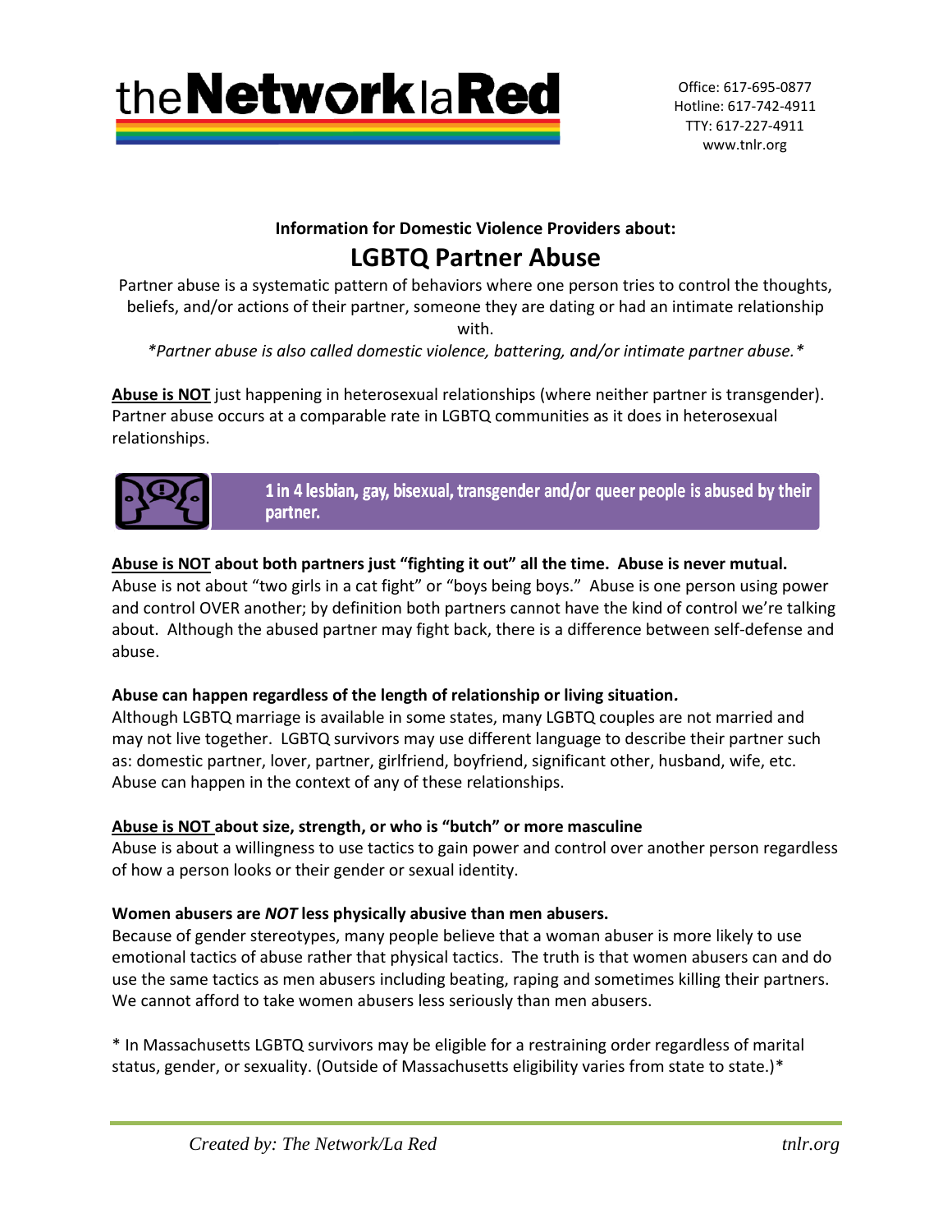theNetworklaRed

Office: 617-695-0877
Hotline: 617-742-4911
TTY: 617-227-4911
www.tnlr.org

**Information for Domestic Violence Providers about:**

# LGBTQ Partner Abuse

Partner abuse is a systematic pattern of behaviors where one person tries to control the thoughts, beliefs, and/or actions of their partner, someone they are dating or had an intimate relationship with.

*\*Partner abuse is also called domestic violence, battering, and/or intimate partner abuse.\**

**Abuse is NOT** just happening in heterosexual relationships (where neither partner is transgender). Partner abuse occurs at a comparable rate in LGBTQ communities as it does in heterosexual relationships.

**1 in 4 lesbian, gay, bisexual, transgender and/or queer people is abused by their partner.**

**Abuse is NOT about both partners just "fighting it out" all the time. Abuse is never mutual.**
Abuse is not about "two girls in a cat fight" or "boys being boys." Abuse is one person using power and control OVER another; by definition both partners cannot have the kind of control we're talking about. Although the abused partner may fight back, there is a difference between self-defense and abuse.

**Abuse can happen regardless of the length of relationship or living situation.**
Although LGBTQ marriage is available in some states, many LGBTQ couples are not married and may not live together. LGBTQ survivors may use different language to describe their partner such as: domestic partner, lover, partner, girlfriend, boyfriend, significant other, husband, wife, etc. Abuse can happen in the context of any of these relationships.

**Abuse is NOT about size, strength, or who is "butch" or more masculine**
Abuse is about a willingness to use tactics to gain power and control over another person regardless of how a person looks or their gender or sexual identity.

**Women abusers are *NOT* less physically abusive than men abusers.**
Because of gender stereotypes, many people believe that a woman abuser is more likely to use emotional tactics of abuse rather that physical tactics. The truth is that women abusers can and do use the same tactics as men abusers including beating, raping and sometimes killing their partners. We cannot afford to take women abusers less seriously than men abusers.

\* In Massachusetts LGBTQ survivors may be eligible for a restraining order regardless of marital status, gender, or sexuality. (Outside of Massachusetts eligibility varies from state to state.)\*

*Created by: The Network/La Red* *tnlr.org*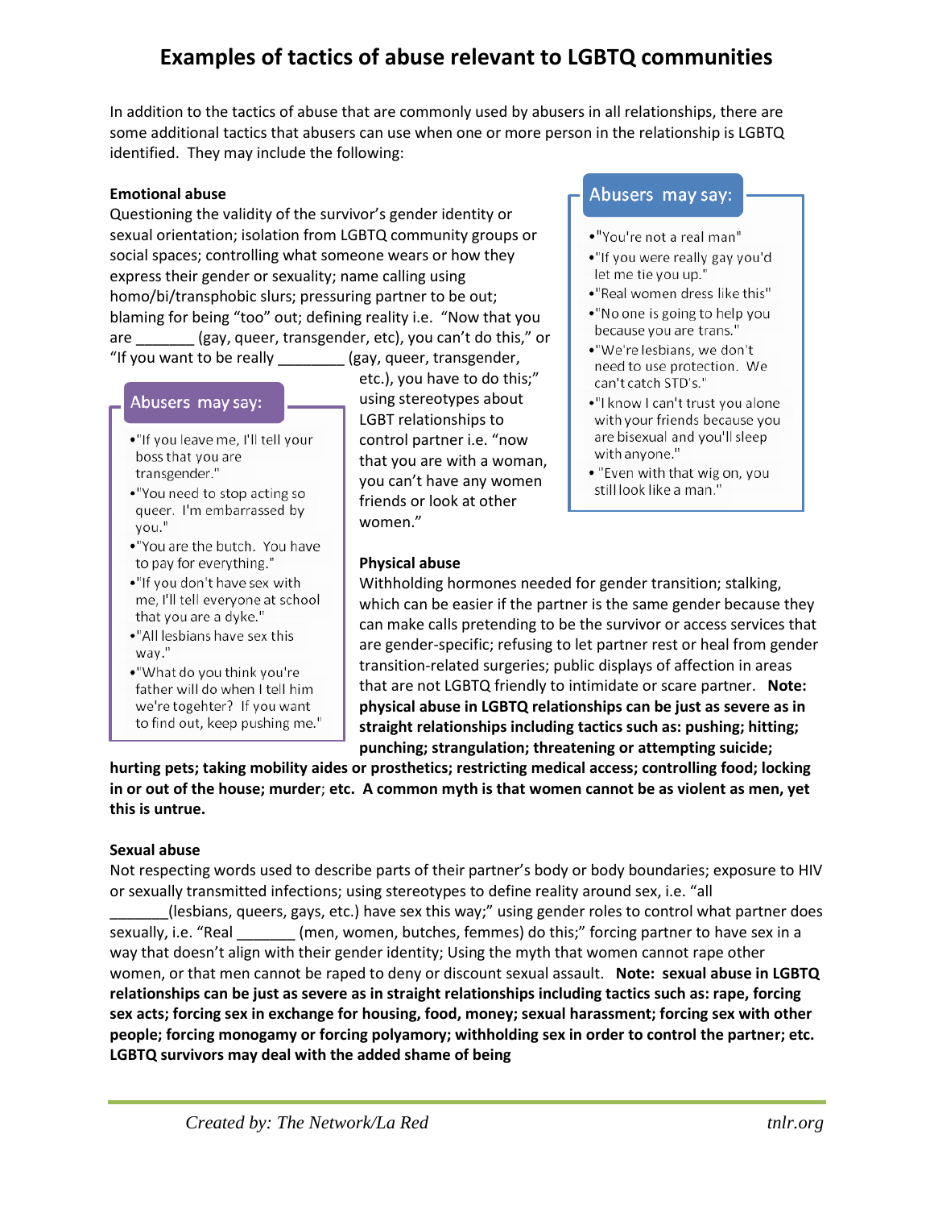# Examples of tactics of abuse relevant to LGBTQ communities

In addition to the tactics of abuse that are commonly used by abusers in all relationships, there are some additional tactics that abusers can use when one or more person in the relationship is LGBTQ identified. They may include the following:

**Emotional abuse**

Questioning the validity of the survivor's gender identity or sexual orientation; isolation from LGBTQ community groups or social spaces; controlling what someone wears or how they express their gender or sexuality; name calling using homo/bi/transphobic slurs; pressuring partner to be out; blaming for being "too" out; defining reality i.e. "Now that you are _______ (gay, queer, transgender, etc), you can't do this," or "If you want to be really ________ (gay, queer, transgender, etc.), you have to do this;" using stereotypes about LGBT relationships to control partner i.e. "now that you are with a woman, you can't have any women friends or look at other women."

**Abusers may say:**

- "If you leave me, I'll tell your boss that you are transgender."
- "You need to stop acting so queer. I'm embarrassed by you."
- "You are the butch. You have to pay for everything."
- "If you don't have sex with me, I'll tell everyone at school that you are a dyke."
- "All lesbians have sex this way."
- "What do you think you're father will do when I tell him we're togehter? If you want to find out, keep pushing me."

**Abusers may say:**

- "You're not a real man"
- "If you were really gay you'd let me tie you up."
- "Real women dress like this"
- "No one is going to help you because you are trans."
- "We're lesbians, we don't need to use protection. We can't catch STD's."
- "I know I can't trust you alone with your friends because you are bisexual and you'll sleep with anyone."
- "Even with that wig on, you still look like a man."

**Physical abuse**

Withholding hormones needed for gender transition; stalking, which can be easier if the partner is the same gender because they can make calls pretending to be the survivor or access services that are gender-specific; refusing to let partner rest or heal from gender transition-related surgeries; public displays of affection in areas that are not LGBTQ friendly to intimidate or scare partner. **Note: physical abuse in LGBTQ relationships can be just as severe as in straight relationships including tactics such as: pushing; hitting; punching; strangulation; threatening or attempting suicide; hurting pets; taking mobility aides or prosthetics; restricting medical access; controlling food; locking in or out of the house; murder; etc. A common myth is that women cannot be as violent as men, yet this is untrue.**

**Sexual abuse**

Not respecting words used to describe parts of their partner's body or body boundaries; exposure to HIV or sexually transmitted infections; using stereotypes to define reality around sex, i.e. "all _______(lesbians, queers, gays, etc.) have sex this way;" using gender roles to control what partner does sexually, i.e. "Real _______ (men, women, butches, femmes) do this;" forcing partner to have sex in a way that doesn't align with their gender identity; Using the myth that women cannot rape other women, or that men cannot be raped to deny or discount sexual assault. **Note: sexual abuse in LGBTQ relationships can be just as severe as in straight relationships including tactics such as: rape, forcing sex acts; forcing sex in exchange for housing, food, money; sexual harassment; forcing sex with other people; forcing monogamy or forcing polyamory; withholding sex in order to control the partner; etc. LGBTQ survivors may deal with the added shame of being**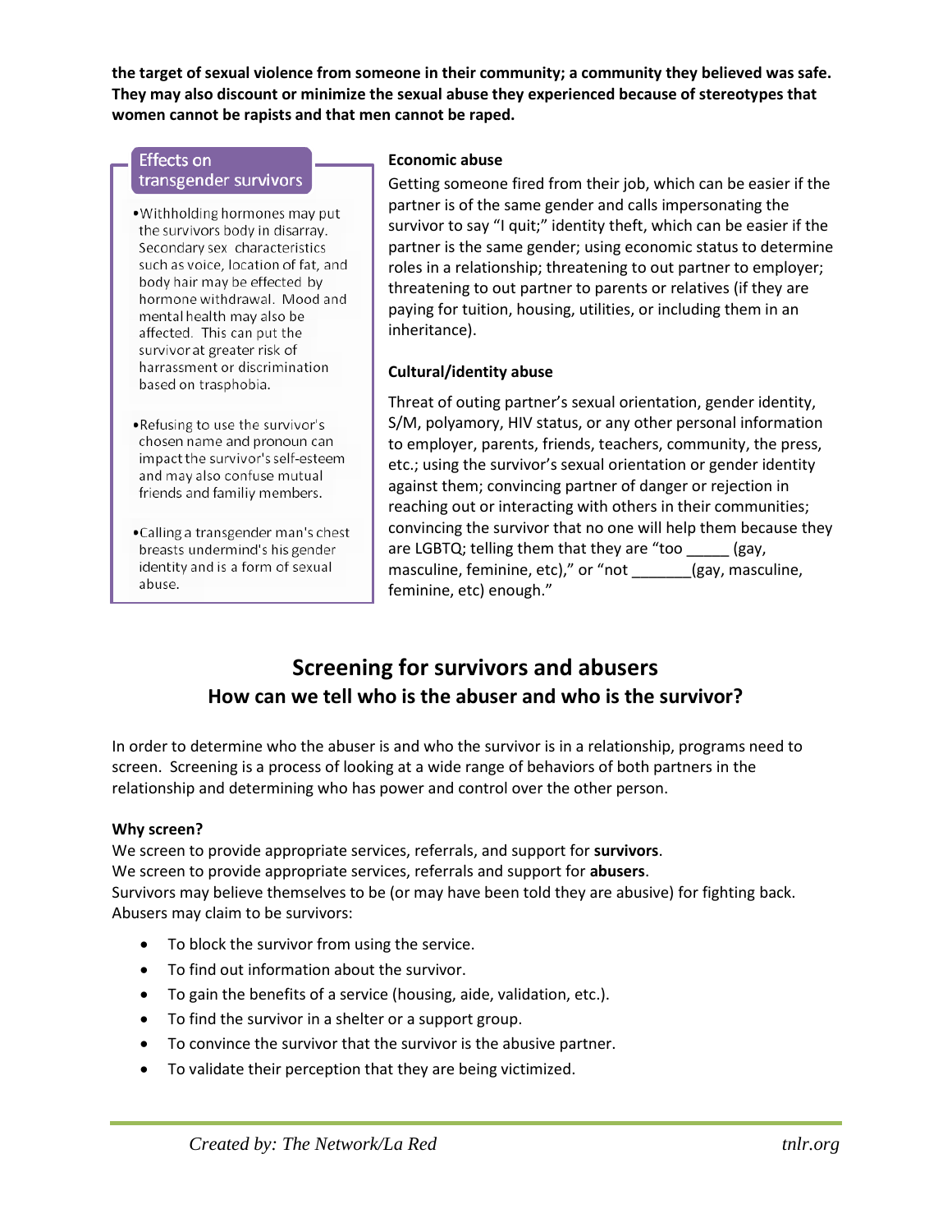**the target of sexual violence from someone in their community; a community they believed was safe. They may also discount or minimize the sexual abuse they experienced because of stereotypes that women cannot be rapists and that men cannot be raped.**

### Effects on transgender survivors

- Withholding hormones may put the survivors body in disarray. Secondary sex characteristics such as voice, location of fat, and body hair may be effected by hormone withdrawal. Mood and mental health may also be affected. This can put the survivor at greater risk of harrassment or discrimination based on trasphobia.
- Refusing to use the survivor's chosen name and pronoun can impact the survivor's self-esteem and may also confuse mutual friends and familiy members.
- Calling a transgender man's chest breasts undermind's his gender identity and is a form of sexual abuse.

**Economic abuse**

Getting someone fired from their job, which can be easier if the partner is of the same gender and calls impersonating the survivor to say "I quit;" identity theft, which can be easier if the partner is the same gender; using economic status to determine roles in a relationship; threatening to out partner to employer; threatening to out partner to parents or relatives (if they are paying for tuition, housing, utilities, or including them in an inheritance).

**Cultural/identity abuse**

Threat of outing partner's sexual orientation, gender identity, S/M, polyamory, HIV status, or any other personal information to employer, parents, friends, teachers, community, the press, etc.; using the survivor's sexual orientation or gender identity against them; convincing partner of danger or rejection in reaching out or interacting with others in their communities; convincing the survivor that no one will help them because they are LGBTQ; telling them that they are "too _____ (gay, masculine, feminine, etc)," or "not _______(gay, masculine, feminine, etc) enough."

## Screening for survivors and abusers

### How can we tell who is the abuser and who is the survivor?

In order to determine who the abuser is and who the survivor is in a relationship, programs need to screen. Screening is a process of looking at a wide range of behaviors of both partners in the relationship and determining who has power and control over the other person.

**Why screen?**

We screen to provide appropriate services, referrals, and support for **survivors**.
We screen to provide appropriate services, referrals and support for **abusers**.
Survivors may believe themselves to be (or may have been told they are abusive) for fighting back.
Abusers may claim to be survivors:

- To block the survivor from using the service.
- To find out information about the survivor.
- To gain the benefits of a service (housing, aide, validation, etc.).
- To find the survivor in a shelter or a support group.
- To convince the survivor that the survivor is the abusive partner.
- To validate their perception that they are being victimized.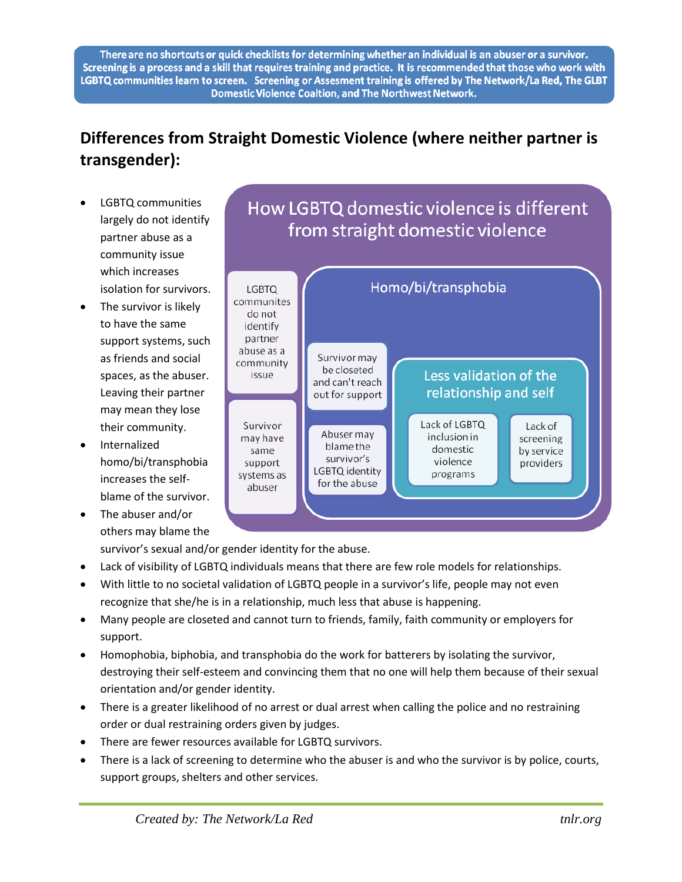**There are no shortcuts or quick checklists for determining whether an individual is an abuser or a survivor. Screening is a process and a skill that requires training and practice. It is recommended that those who work with LGBTQ communities learn to screen. Screening or Assesment training is offered by The Network/La Red, The GLBT Domestic Violence Coaltion, and The Northwest Network.**

## Differences from Straight Domestic Violence (where neither partner is transgender):

How LGBTQ domestic violence is different from straight domestic violence

- LGBTQ communites do not identify partner abuse as a community issue
- Survivor may have same support systems as abuser
- Homo/bi/transphobia
  - Survivor may be closeted and can't reach out for support
  - Abuser may blame the survivor's LGBTQ identity for the abuse
  - Less validation of the relationship and self
    - Lack of LGBTQ inclusion in domestic violence programs
    - Lack of screening by service providers

- LGBTQ communities largely do not identify partner abuse as a community issue which increases isolation for survivors.
- The survivor is likely to have the same support systems, such as friends and social spaces, as the abuser. Leaving their partner may mean they lose their community.
- Internalized homo/bi/transphobia increases the self-blame of the survivor.
- The abuser and/or others may blame the survivor's sexual and/or gender identity for the abuse.
- Lack of visibility of LGBTQ individuals means that there are few role models for relationships.
- With little to no societal validation of LGBTQ people in a survivor's life, people may not even recognize that she/he is in a relationship, much less that abuse is happening.
- Many people are closeted and cannot turn to friends, family, faith community or employers for support.
- Homophobia, biphobia, and transphobia do the work for batterers by isolating the survivor, destroying their self-esteem and convincing them that no one will help them because of their sexual orientation and/or gender identity.
- There is a greater likelihood of no arrest or dual arrest when calling the police and no restraining order or dual restraining orders given by judges.
- There are fewer resources available for LGBTQ survivors.
- There is a lack of screening to determine who the abuser is and who the survivor is by police, courts, support groups, shelters and other services.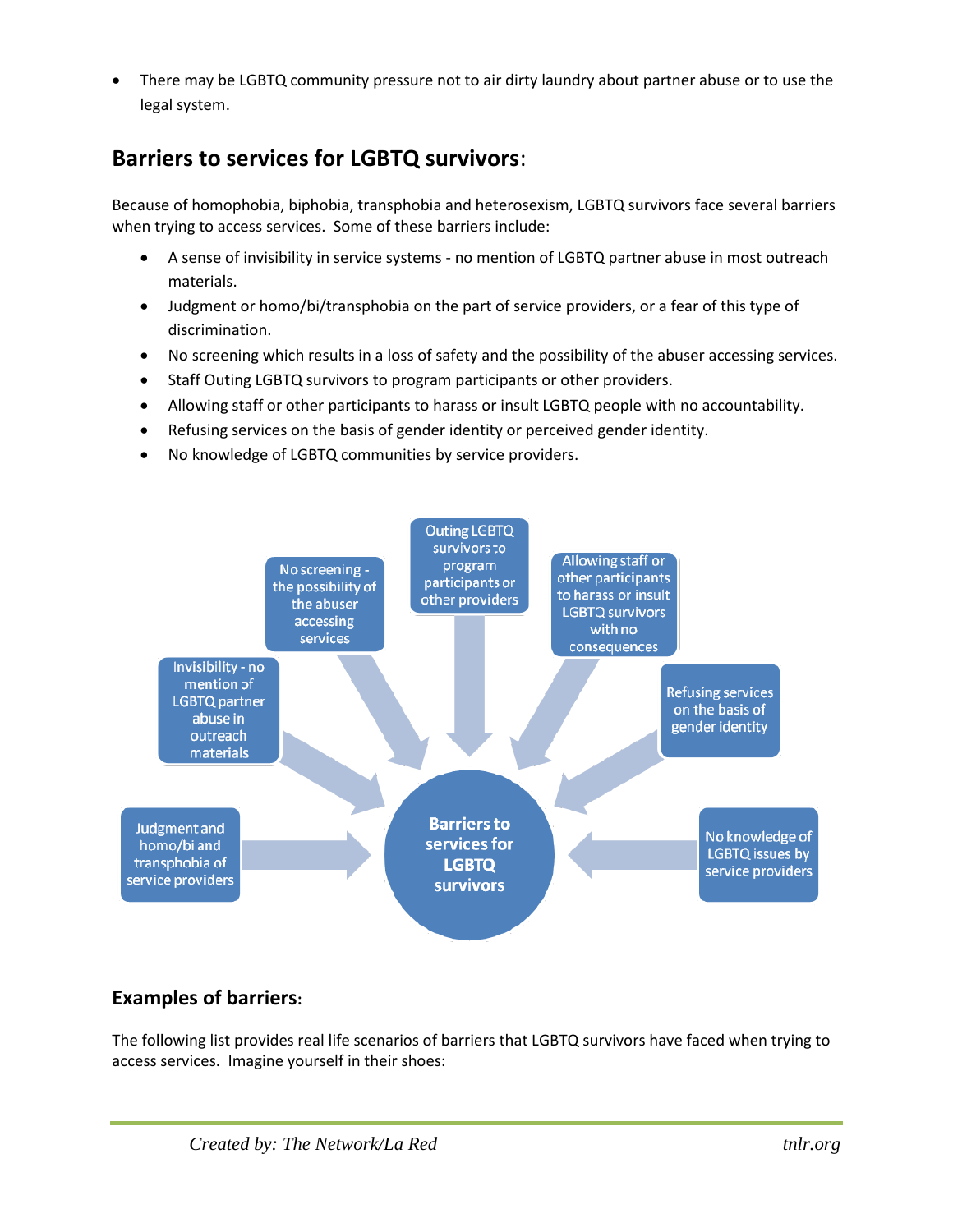- There may be LGBTQ community pressure not to air dirty laundry about partner abuse or to use the legal system.

## Barriers to services for LGBTQ survivors:

Because of homophobia, biphobia, transphobia and heterosexism, LGBTQ survivors face several barriers when trying to access services. Some of these barriers include:

- A sense of invisibility in service systems - no mention of LGBTQ partner abuse in most outreach materials.
- Judgment or homo/bi/transphobia on the part of service providers, or a fear of this type of discrimination.
- No screening which results in a loss of safety and the possibility of the abuser accessing services.
- Staff Outing LGBTQ survivors to program participants or other providers.
- Allowing staff or other participants to harass or insult LGBTQ people with no accountability.
- Refusing services on the basis of gender identity or perceived gender identity.
- No knowledge of LGBTQ communities by service providers.

**Barriers to services for LGBTQ survivors**

- Judgment and homo/bi and transphobia of service providers
- Invisibility - no mention of LGBTQ partner abuse in outreach materials
- No screening - the possibility of the abuser accessing services
- Outing LGBTQ survivors to program participants or other providers
- Allowing staff or other participants to harass or insult LGBTQ survivors with no consequences
- Refusing services on the basis of gender identity
- No knowledge of LGBTQ issues by service providers

## Examples of barriers:

The following list provides real life scenarios of barriers that LGBTQ survivors have faced when trying to access services. Imagine yourself in their shoes: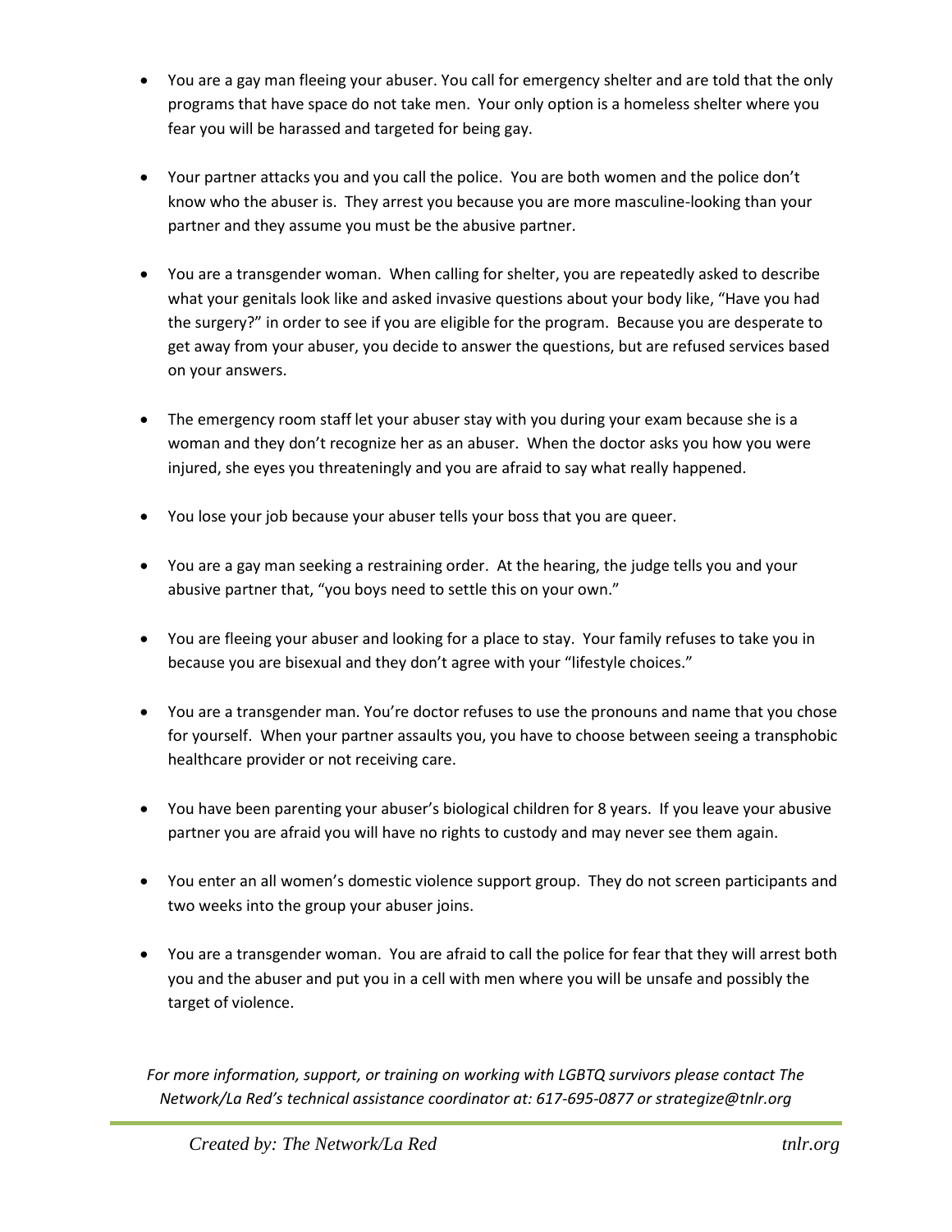- You are a gay man fleeing your abuser. You call for emergency shelter and are told that the only programs that have space do not take men. Your only option is a homeless shelter where you fear you will be harassed and targeted for being gay.

- Your partner attacks you and you call the police. You are both women and the police don't know who the abuser is. They arrest you because you are more masculine-looking than your partner and they assume you must be the abusive partner.

- You are a transgender woman. When calling for shelter, you are repeatedly asked to describe what your genitals look like and asked invasive questions about your body like, "Have you had the surgery?" in order to see if you are eligible for the program. Because you are desperate to get away from your abuser, you decide to answer the questions, but are refused services based on your answers.

- The emergency room staff let your abuser stay with you during your exam because she is a woman and they don't recognize her as an abuser. When the doctor asks you how you were injured, she eyes you threateningly and you are afraid to say what really happened.

- You lose your job because your abuser tells your boss that you are queer.

- You are a gay man seeking a restraining order. At the hearing, the judge tells you and your abusive partner that, "you boys need to settle this on your own."

- You are fleeing your abuser and looking for a place to stay. Your family refuses to take you in because you are bisexual and they don't agree with your "lifestyle choices."

- You are a transgender man. You're doctor refuses to use the pronouns and name that you chose for yourself. When your partner assaults you, you have to choose between seeing a transphobic healthcare provider or not receiving care.

- You have been parenting your abuser's biological children for 8 years. If you leave your abusive partner you are afraid you will have no rights to custody and may never see them again.

- You enter an all women's domestic violence support group. They do not screen participants and two weeks into the group your abuser joins.

- You are a transgender woman. You are afraid to call the police for fear that they will arrest both you and the abuser and put you in a cell with men where you will be unsafe and possibly the target of violence.

*For more information, support, or training on working with LGBTQ survivors please contact The Network/La Red's technical assistance coordinator at: 617-695-0877 or strategize@tnlr.org*